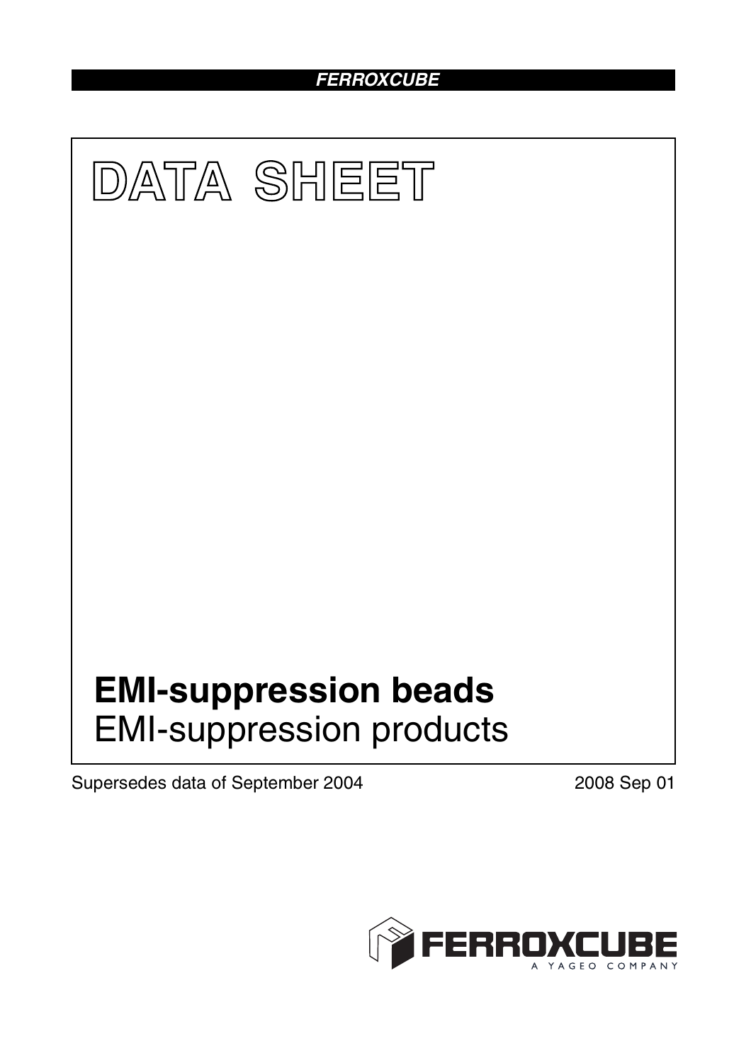FERROXCUBE

# DATA SHEET

## EMI-suppression beads

EMI-suppression products

Supersedes data of September 2004

2008 Sep 01

FERROXCUBE

A YAGEO COMPANY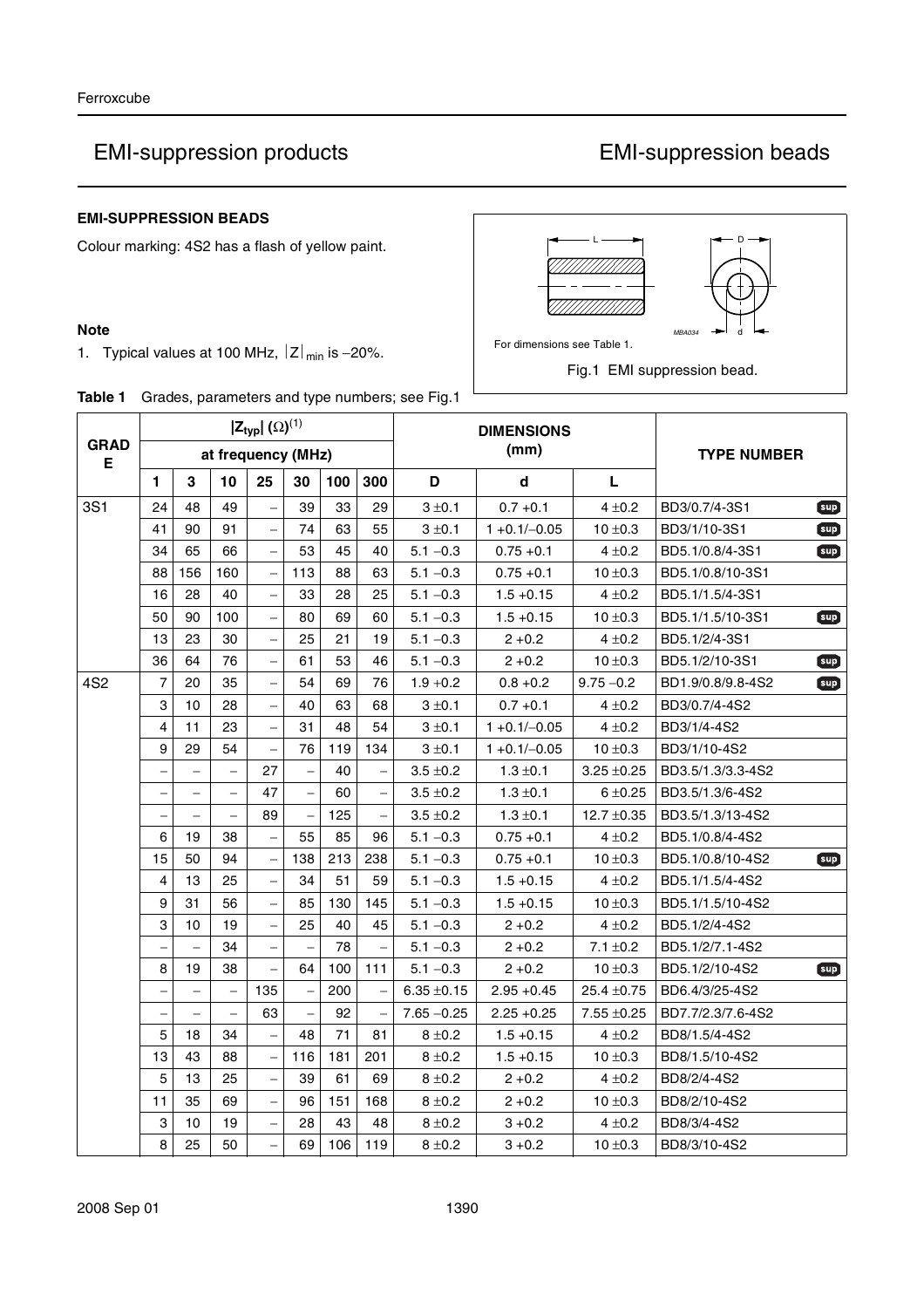## EMI-suppression products — EMI-suppression beads

### EMI-SUPPRESSION BEADS

Colour marking: 4S2 has a flash of yellow paint.

**Note**

1. Typical values at 100 MHz, $|Z|_{min}$ is −20%.

For dimensions see Table 1.

Fig.1 EMI suppression bead.

**Table 1** Grades, parameters and type numbers; see Fig.1

| GRADE | $|Z_{typ}|$ (Ω)[1] | | | | | | | DIMENSIONS (mm) | | | TYPE NUMBER |
|---|---|---|---|---|---|---|---|---|---|---|---|
| | at frequency (MHz) | | | | | | | | | | |
| | 1 | 3 | 10 | 25 | 30 | 100 | 300 | D | d | L | |
| 3S1 | 24 | 48 | 49 | − | 39 | 33 | 29 | 3 ±0.1 | 0.7 +0.1 | 4 ±0.2 | BD3/0.7/4-3S1 sup |
| | 41 | 90 | 91 | − | 74 | 63 | 55 | 3 ±0.1 | 1 +0.1/−0.05 | 10 ±0.3 | BD3/1/10-3S1 sup |
| | 34 | 65 | 66 | − | 53 | 45 | 40 | 5.1 −0.3 | 0.75 +0.1 | 4 ±0.2 | BD5.1/0.8/4-3S1 sup |
| | 88 | 156 | 160 | − | 113 | 88 | 63 | 5.1 −0.3 | 0.75 +0.1 | 10 ±0.3 | BD5.1/0.8/10-3S1 |
| | 16 | 28 | 40 | − | 33 | 28 | 25 | 5.1 −0.3 | 1.5 +0.15 | 4 ±0.2 | BD5.1/1.5/4-3S1 |
| | 50 | 90 | 100 | − | 80 | 69 | 60 | 5.1 −0.3 | 1.5 +0.15 | 10 ±0.3 | BD5.1/1.5/10-3S1 sup |
| | 13 | 23 | 30 | − | 25 | 21 | 19 | 5.1 −0.3 | 2 +0.2 | 4 ±0.2 | BD5.1/2/4-3S1 |
| | 36 | 64 | 76 | − | 61 | 53 | 46 | 5.1 −0.3 | 2 +0.2 | 10 ±0.3 | BD5.1/2/10-3S1 sup |
| 4S2 | 7 | 20 | 35 | − | 54 | 69 | 76 | 1.9 +0.2 | 0.8 +0.2 | 9.75 −0.2 | BD1.9/0.8/9.8-4S2 sup |
| | 3 | 10 | 28 | − | 40 | 63 | 68 | 3 ±0.1 | 0.7 +0.1 | 4 ±0.2 | BD3/0.7/4-4S2 |
| | 4 | 11 | 23 | − | 31 | 48 | 54 | 3 ±0.1 | 1 +0.1/−0.05 | 4 ±0.2 | BD3/1/4-4S2 |
| | 9 | 29 | 54 | − | 76 | 119 | 134 | 3 ±0.1 | 1 +0.1/−0.05 | 10 ±0.3 | BD3/1/10-4S2 |
| | − | − | − | 27 | − | 40 | − | 3.5 ±0.2 | 1.3 ±0.1 | 3.25 ±0.25 | BD3.5/1.3/3.3-4S2 |
| | − | − | − | 47 | − | 60 | − | 3.5 ±0.2 | 1.3 ±0.1 | 6 ±0.25 | BD3.5/1.3/6-4S2 |
| | − | − | − | 89 | − | 125 | − | 3.5 ±0.2 | 1.3 ±0.1 | 12.7 ±0.35 | BD3.5/1.3/13-4S2 |
| | 6 | 19 | 38 | − | 55 | 85 | 96 | 5.1 −0.3 | 0.75 +0.1 | 4 ±0.2 | BD5.1/0.8/4-4S2 |
| | 15 | 50 | 94 | − | 138 | 213 | 238 | 5.1 −0.3 | 0.75 +0.1 | 10 ±0.3 | BD5.1/0.8/10-4S2 sup |
| | 4 | 13 | 25 | − | 34 | 51 | 59 | 5.1 −0.3 | 1.5 +0.15 | 4 ±0.2 | BD5.1/1.5/4-4S2 |
| | 9 | 31 | 56 | − | 85 | 130 | 145 | 5.1 −0.3 | 1.5 +0.15 | 10 ±0.3 | BD5.1/1.5/10-4S2 |
| | 3 | 10 | 19 | − | 25 | 40 | 45 | 5.1 −0.3 | 2 +0.2 | 4 ±0.2 | BD5.1/2/4-4S2 |
| | − | − | 34 | − | − | 78 | − | 5.1 −0.3 | 2 +0.2 | 7.1 ±0.2 | BD5.1/2/7.1-4S2 |
| | 8 | 19 | 38 | − | 64 | 100 | 111 | 5.1 −0.3 | 2 +0.2 | 10 ±0.3 | BD5.1/2/10-4S2 sup |
| | − | − | − | 135 | − | 200 | − | 6.35 ±0.15 | 2.95 +0.45 | 25.4 ±0.75 | BD6.4/3/25-4S2 |
| | − | − | − | 63 | − | 92 | − | 7.65 −0.25 | 2.25 +0.25 | 7.55 ±0.25 | BD7.7/2.3/7.6-4S2 |
| | 5 | 18 | 34 | − | 48 | 71 | 81 | 8 ±0.2 | 1.5 +0.15 | 4 ±0.2 | BD8/1.5/4-4S2 |
| | 13 | 43 | 88 | − | 116 | 181 | 201 | 8 ±0.2 | 1.5 +0.15 | 10 ±0.3 | BD8/1.5/10-4S2 |
| | 5 | 13 | 25 | − | 39 | 61 | 69 | 8 ±0.2 | 2 +0.2 | 4 ±0.2 | BD8/2/4-4S2 |
| | 11 | 35 | 69 | − | 96 | 151 | 168 | 8 ±0.2 | 2 +0.2 | 10 ±0.3 | BD8/2/10-4S2 |
| | 3 | 10 | 19 | − | 28 | 43 | 48 | 8 ±0.2 | 3 +0.2 | 4 ±0.2 | BD8/3/4-4S2 |
| | 8 | 25 | 50 | − | 69 | 106 | 119 | 8 ±0.2 | 3 +0.2 | 10 ±0.3 | BD8/3/10-4S2 |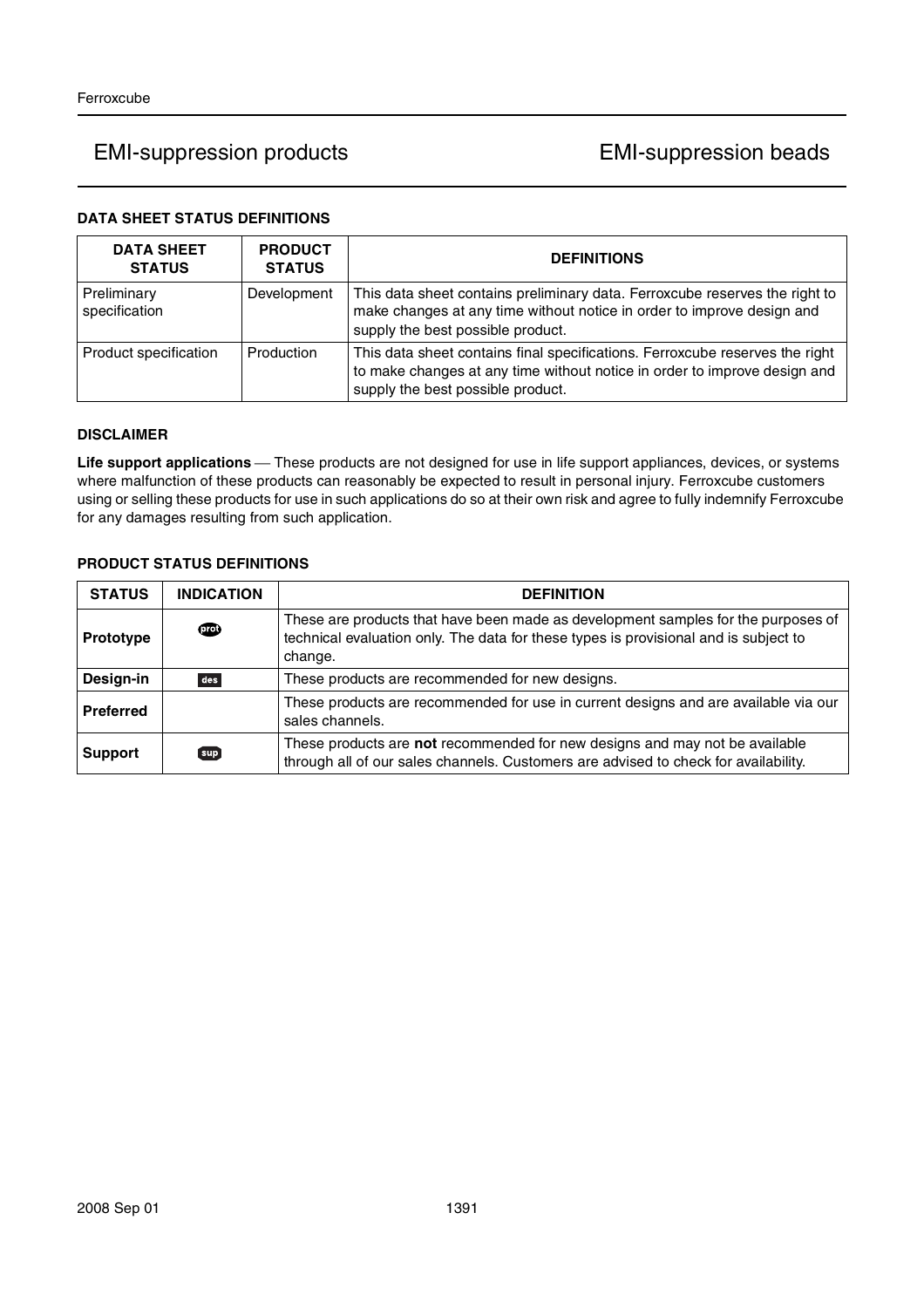### DATA SHEET STATUS DEFINITIONS

| DATA SHEET STATUS | PRODUCT STATUS | DEFINITIONS |
| --- | --- | --- |
| Preliminary specification | Development | This data sheet contains preliminary data. Ferroxcube reserves the right to make changes at any time without notice in order to improve design and supply the best possible product. |
| Product specification | Production | This data sheet contains final specifications. Ferroxcube reserves the right to make changes at any time without notice in order to improve design and supply the best possible product. |

### DISCLAIMER

**Life support applications** — These products are not designed for use in life support appliances, devices, or systems where malfunction of these products can reasonably be expected to result in personal injury. Ferroxcube customers using or selling these products for use in such applications do so at their own risk and agree to fully indemnify Ferroxcube for any damages resulting from such application.

### PRODUCT STATUS DEFINITIONS

| STATUS | INDICATION | DEFINITION |
| --- | --- | --- |
| **Prototype** | prot | These are products that have been made as development samples for the purposes of technical evaluation only. The data for these types is provisional and is subject to change. |
| **Design-in** | des | These products are recommended for new designs. |
| **Preferred** | | These products are recommended for use in current designs and are available via our sales channels. |
| **Support** | sup | These products are **not** recommended for new designs and may not be available through all of our sales channels. Customers are advised to check for availability. |